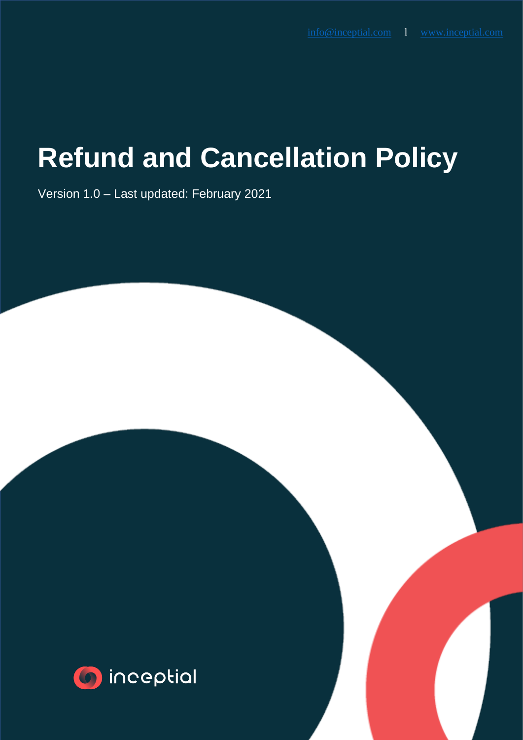info@inceptial.com l www.inceptial.com

# Refund and Cancellation Policy

Version 1.0 – Last updated: February 2021

inceptial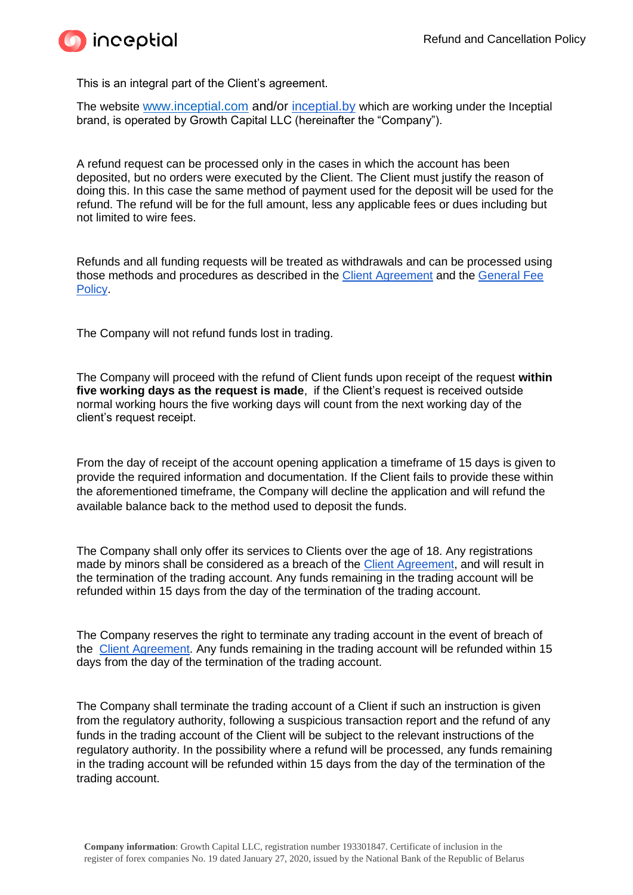This is an integral part of the Client's agreement.

The website www.inceptial.com and/or inceptial.by which are working under the Inceptial brand, is operated by Growth Capital LLC (hereinafter the "Company").

A refund request can be processed only in the cases in which the account has been deposited, but no orders were executed by the Client. The Client must justify the reason of doing this. In this case the same method of payment used for the deposit will be used for the refund. The refund will be for the full amount, less any applicable fees or dues including but not limited to wire fees.

Refunds and all funding requests will be treated as withdrawals and can be processed using those methods and procedures as described in the Client Agreement and the General Fee Policy.

The Company will not refund funds lost in trading.

The Company will proceed with the refund of Client funds upon receipt of the request **within five working days as the request is made**, if the Client's request is received outside normal working hours the five working days will count from the next working day of the client's request receipt.

From the day of receipt of the account opening application a timeframe of 15 days is given to provide the required information and documentation. If the Client fails to provide these within the aforementioned timeframe, the Company will decline the application and will refund the available balance back to the method used to deposit the funds.

The Company shall only offer its services to Clients over the age of 18. Any registrations made by minors shall be considered as a breach of the Client Agreement, and will result in the termination of the trading account. Any funds remaining in the trading account will be refunded within 15 days from the day of the termination of the trading account.

The Company reserves the right to terminate any trading account in the event of breach of the Client Agreement. Any funds remaining in the trading account will be refunded within 15 days from the day of the termination of the trading account.

The Company shall terminate the trading account of a Client if such an instruction is given from the regulatory authority, following a suspicious transaction report and the refund of any funds in the trading account of the Client will be subject to the relevant instructions of the regulatory authority. In the possibility where a refund will be processed, any funds remaining in the trading account will be refunded within 15 days from the day of the termination of the trading account.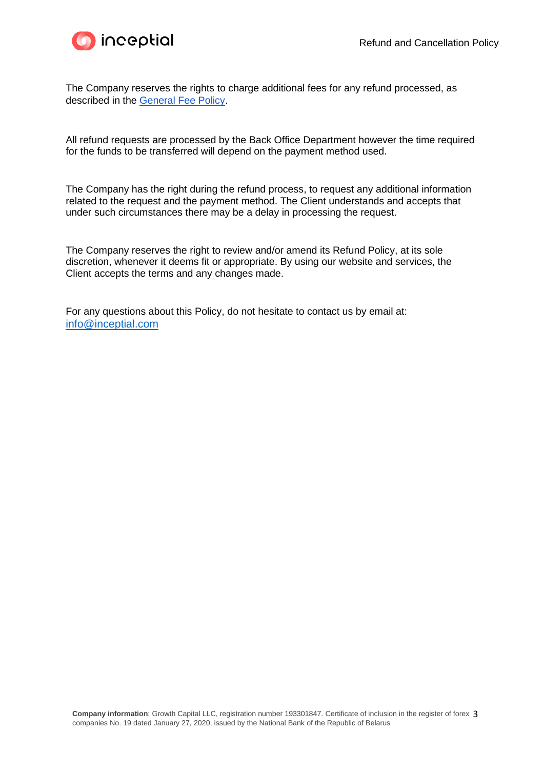The Company reserves the rights to charge additional fees for any refund processed, as described in the General Fee Policy.

All refund requests are processed by the Back Office Department however the time required for the funds to be transferred will depend on the payment method used.

The Company has the right during the refund process, to request any additional information related to the request and the payment method. The Client understands and accepts that under such circumstances there may be a delay in processing the request.

The Company reserves the right to review and/or amend its Refund Policy, at its sole discretion, whenever it deems fit or appropriate. By using our website and services, the Client accepts the terms and any changes made.

For any questions about this Policy, do not hesitate to contact us by email at: info@inceptial.com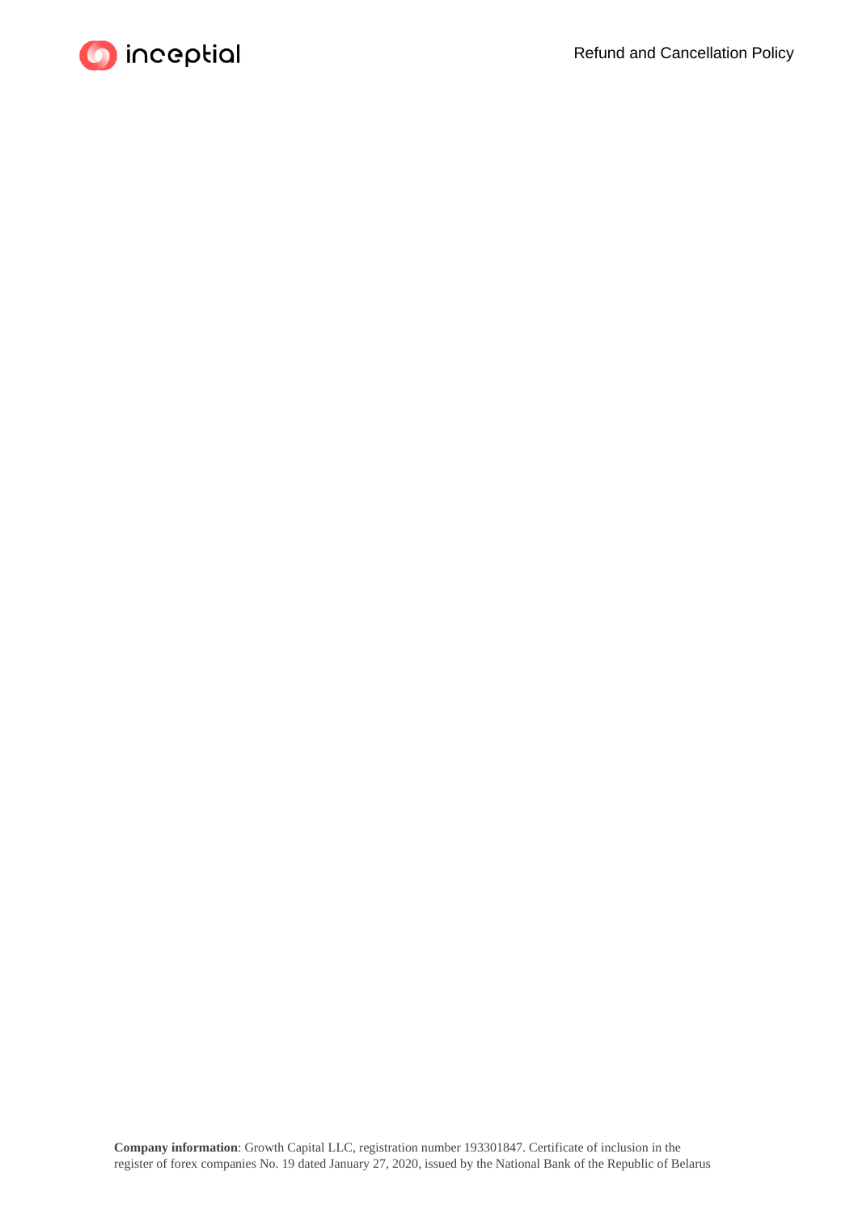**Company information**: Growth Capital LLC, registration number 193301847. Certificate of inclusion in the register of forex companies No. 19 dated January 27, 2020, issued by the National Bank of the Republic of Belarus